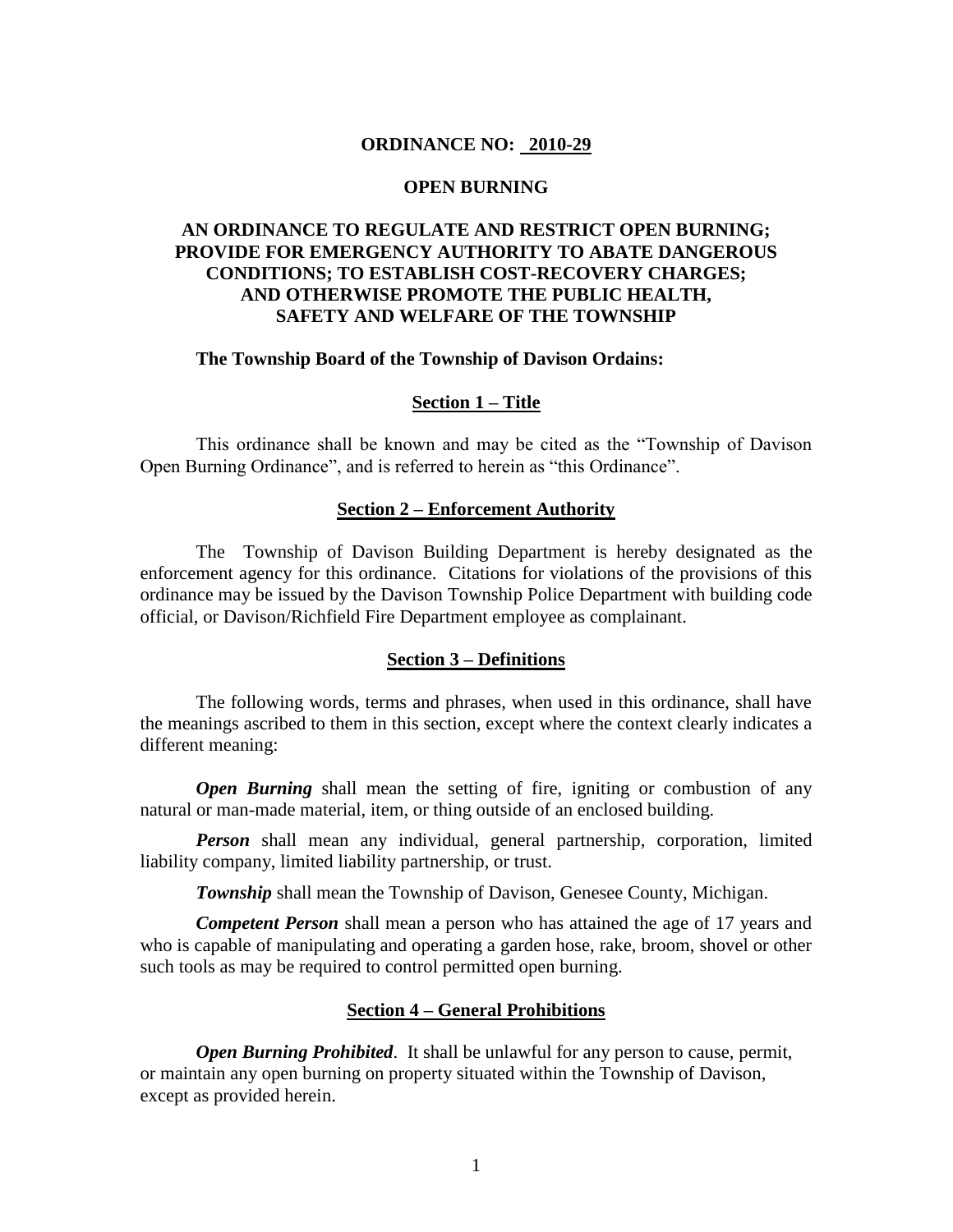# ORDINANCE NO: 2010-29

## OPEN BURNING

## AN ORDINANCE TO REGULATE AND RESTRICT OPEN BURNING; PROVIDE FOR EMERGENCY AUTHORITY TO ABATE DANGEROUS CONDITIONS; TO ESTABLISH COST-RECOVERY CHARGES; AND OTHERWISE PROMOTE THE PUBLIC HEALTH, SAFETY AND WELFARE OF THE TOWNSHIP

**The Township Board of the Township of Davison Ordains:**

### Section 1 – Title

This ordinance shall be known and may be cited as the "Township of Davison Open Burning Ordinance", and is referred to herein as "this Ordinance".

### Section 2 – Enforcement Authority

The Township of Davison Building Department is hereby designated as the enforcement agency for this ordinance. Citations for violations of the provisions of this ordinance may be issued by the Davison Township Police Department with building code official, or Davison/Richfield Fire Department employee as complainant.

### Section 3 – Definitions

The following words, terms and phrases, when used in this ordinance, shall have the meanings ascribed to them in this section, except where the context clearly indicates a different meaning:

***Open Burning*** shall mean the setting of fire, igniting or combustion of any natural or man-made material, item, or thing outside of an enclosed building.

***Person*** shall mean any individual, general partnership, corporation, limited liability company, limited liability partnership, or trust.

***Township*** shall mean the Township of Davison, Genesee County, Michigan.

***Competent Person*** shall mean a person who has attained the age of 17 years and who is capable of manipulating and operating a garden hose, rake, broom, shovel or other such tools as may be required to control permitted open burning.

### Section 4 – General Prohibitions

***Open Burning Prohibited***. It shall be unlawful for any person to cause, permit, or maintain any open burning on property situated within the Township of Davison, except as provided herein.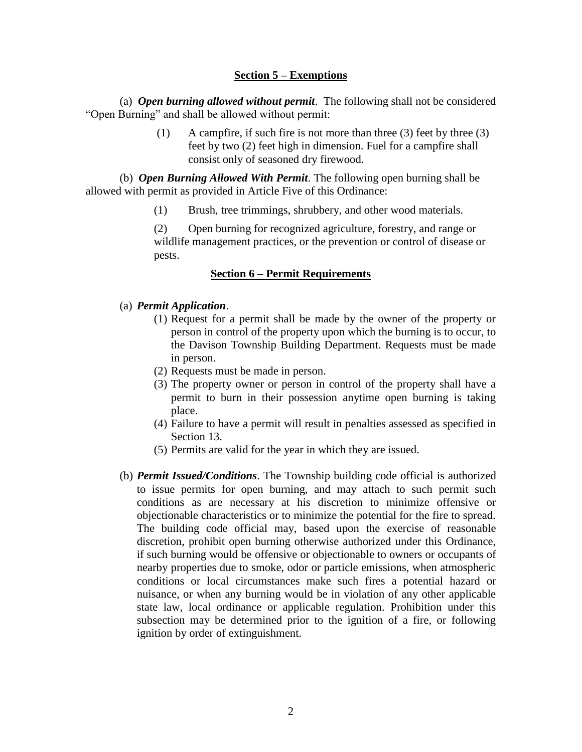## Section 5 – Exemptions

(a) ***Open burning allowed without permit***. The following shall not be considered "Open Burning" and shall be allowed without permit:

(1) A campfire, if such fire is not more than three (3) feet by three (3) feet by two (2) feet high in dimension. Fuel for a campfire shall consist only of seasoned dry firewood.

(b) ***Open Burning Allowed With Permit***. The following open burning shall be allowed with permit as provided in Article Five of this Ordinance:

(1) Brush, tree trimmings, shrubbery, and other wood materials.

(2) Open burning for recognized agriculture, forestry, and range or wildlife management practices, or the prevention or control of disease or pests.

## Section 6 – Permit Requirements

(a) ***Permit Application***.

(1) Request for a permit shall be made by the owner of the property or person in control of the property upon which the burning is to occur, to the Davison Township Building Department. Requests must be made in person.

(2) Requests must be made in person.

(3) The property owner or person in control of the property shall have a permit to burn in their possession anytime open burning is taking place.

(4) Failure to have a permit will result in penalties assessed as specified in Section 13.

(5) Permits are valid for the year in which they are issued.

(b) ***Permit Issued/Conditions***. The Township building code official is authorized to issue permits for open burning, and may attach to such permit such conditions as are necessary at his discretion to minimize offensive or objectionable characteristics or to minimize the potential for the fire to spread. The building code official may, based upon the exercise of reasonable discretion, prohibit open burning otherwise authorized under this Ordinance, if such burning would be offensive or objectionable to owners or occupants of nearby properties due to smoke, odor or particle emissions, when atmospheric conditions or local circumstances make such fires a potential hazard or nuisance, or when any burning would be in violation of any other applicable state law, local ordinance or applicable regulation. Prohibition under this subsection may be determined prior to the ignition of a fire, or following ignition by order of extinguishment.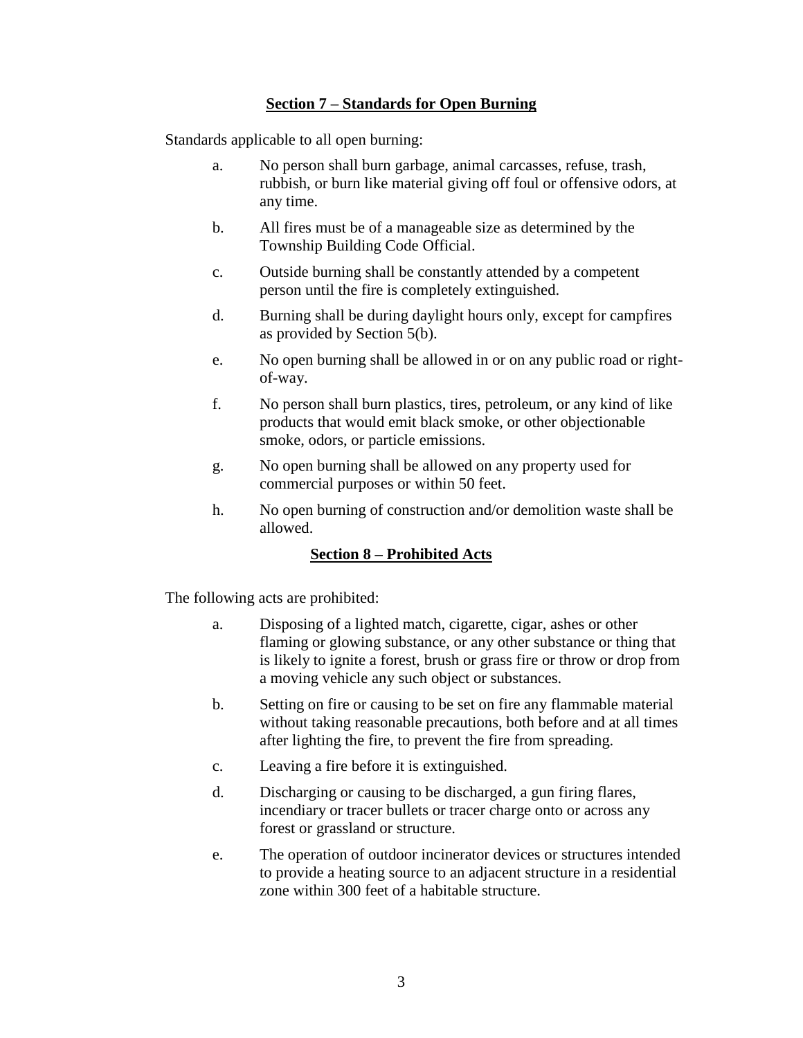## Section 7 – Standards for Open Burning

Standards applicable to all open burning:

a. No person shall burn garbage, animal carcasses, refuse, trash, rubbish, or burn like material giving off foul or offensive odors, at any time.

b. All fires must be of a manageable size as determined by the Township Building Code Official.

c. Outside burning shall be constantly attended by a competent person until the fire is completely extinguished.

d. Burning shall be during daylight hours only, except for campfires as provided by Section 5(b).

e. No open burning shall be allowed in or on any public road or right-of-way.

f. No person shall burn plastics, tires, petroleum, or any kind of like products that would emit black smoke, or other objectionable smoke, odors, or particle emissions.

g. No open burning shall be allowed on any property used for commercial purposes or within 50 feet.

h. No open burning of construction and/or demolition waste shall be allowed.

## Section 8 – Prohibited Acts

The following acts are prohibited:

a. Disposing of a lighted match, cigarette, cigar, ashes or other flaming or glowing substance, or any other substance or thing that is likely to ignite a forest, brush or grass fire or throw or drop from a moving vehicle any such object or substances.

b. Setting on fire or causing to be set on fire any flammable material without taking reasonable precautions, both before and at all times after lighting the fire, to prevent the fire from spreading.

c. Leaving a fire before it is extinguished.

d. Discharging or causing to be discharged, a gun firing flares, incendiary or tracer bullets or tracer charge onto or across any forest or grassland or structure.

e. The operation of outdoor incinerator devices or structures intended to provide a heating source to an adjacent structure in a residential zone within 300 feet of a habitable structure.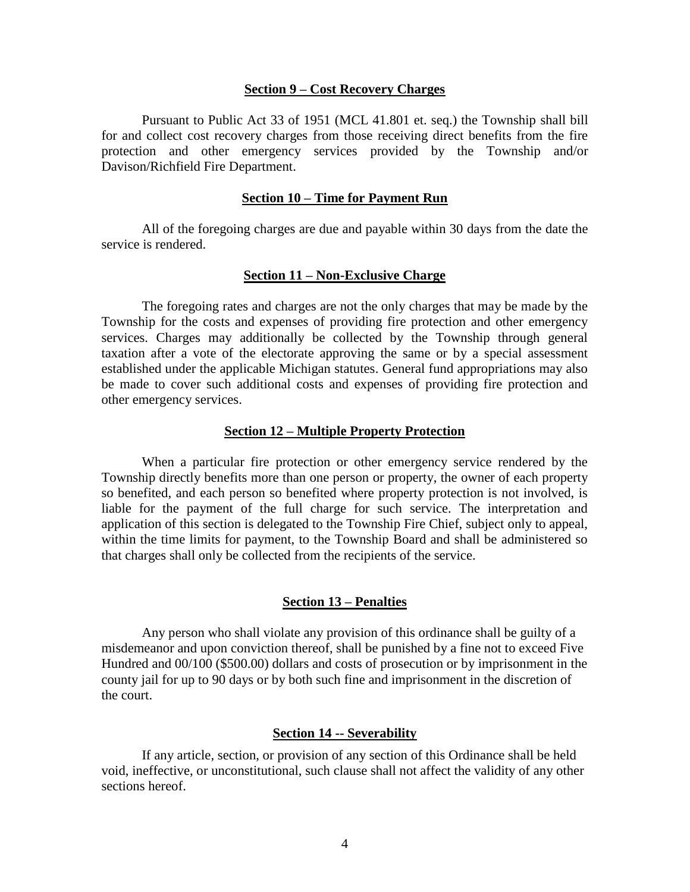## Section 9 – Cost Recovery Charges

Pursuant to Public Act 33 of 1951 (MCL 41.801 et. seq.) the Township shall bill for and collect cost recovery charges from those receiving direct benefits from the fire protection and other emergency services provided by the Township and/or Davison/Richfield Fire Department.

## Section 10 – Time for Payment Run

All of the foregoing charges are due and payable within 30 days from the date the service is rendered.

## Section 11 – Non-Exclusive Charge

The foregoing rates and charges are not the only charges that may be made by the Township for the costs and expenses of providing fire protection and other emergency services. Charges may additionally be collected by the Township through general taxation after a vote of the electorate approving the same or by a special assessment established under the applicable Michigan statutes. General fund appropriations may also be made to cover such additional costs and expenses of providing fire protection and other emergency services.

## Section 12 – Multiple Property Protection

When a particular fire protection or other emergency service rendered by the Township directly benefits more than one person or property, the owner of each property so benefited, and each person so benefited where property protection is not involved, is liable for the payment of the full charge for such service. The interpretation and application of this section is delegated to the Township Fire Chief, subject only to appeal, within the time limits for payment, to the Township Board and shall be administered so that charges shall only be collected from the recipients of the service.

## Section 13 – Penalties

Any person who shall violate any provision of this ordinance shall be guilty of a misdemeanor and upon conviction thereof, shall be punished by a fine not to exceed Five Hundred and 00/100 ($500.00) dollars and costs of prosecution or by imprisonment in the county jail for up to 90 days or by both such fine and imprisonment in the discretion of the court.

## Section 14 -- Severability

If any article, section, or provision of any section of this Ordinance shall be held void, ineffective, or unconstitutional, such clause shall not affect the validity of any other sections hereof.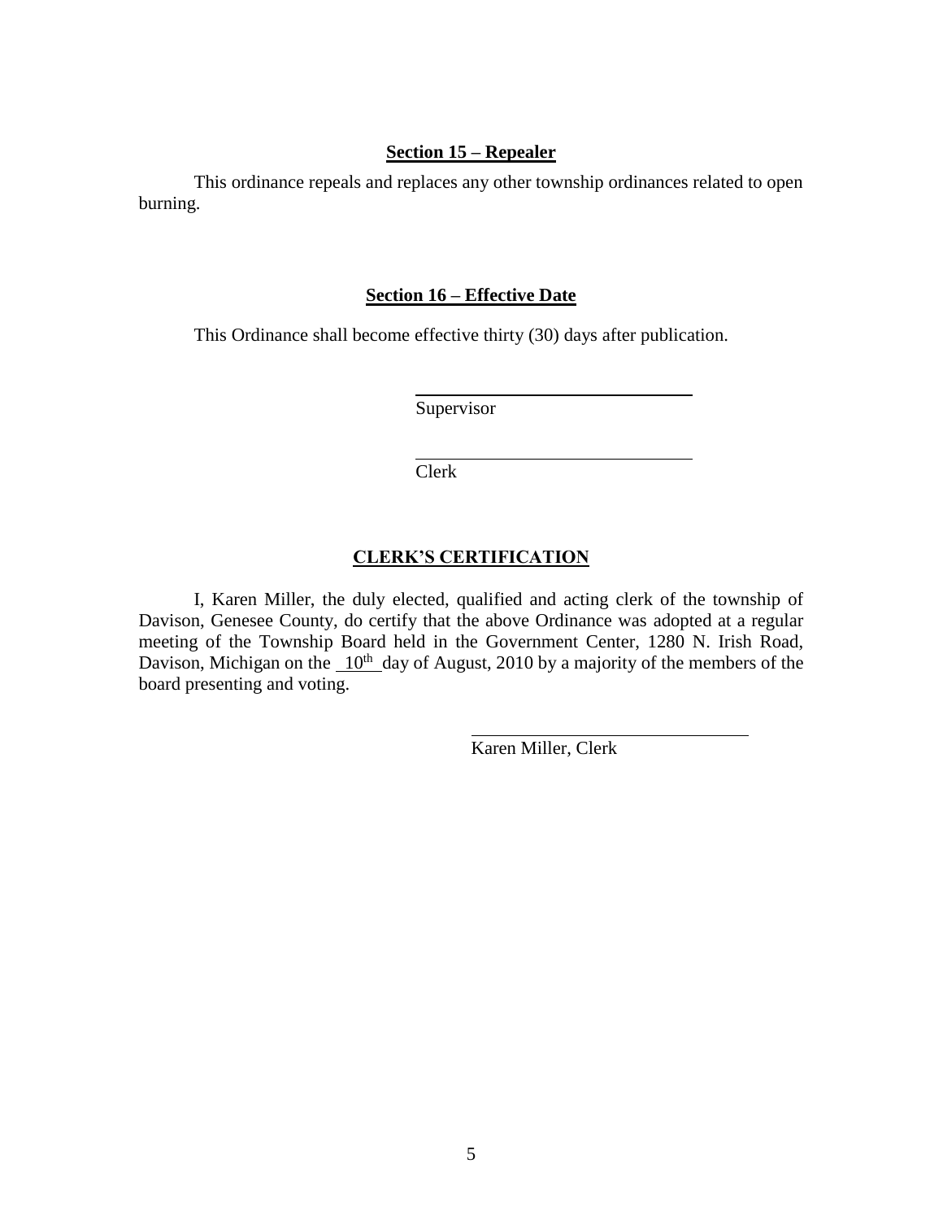**Section 15 – Repealer**

This ordinance repeals and replaces any other township ordinances related to open burning.

**Section 16 – Effective Date**

This Ordinance shall become effective thirty (30) days after publication.

\_\_\_\_\_\_\_\_\_\_\_\_\_\_\_\_\_\_\_\_\_\_\_\_\_\_\_\_\_\_
Supervisor

\_\_\_\_\_\_\_\_\_\_\_\_\_\_\_\_\_\_\_\_\_\_\_\_\_\_\_\_\_\_
Clerk

**CLERK'S CERTIFICATION**

I, Karen Miller, the duly elected, qualified and acting clerk of the township of Davison, Genesee County, do certify that the above Ordinance was adopted at a regular meeting of the Township Board held in the Government Center, 1280 N. Irish Road, Davison, Michigan on the 10th day of August, 2010 by a majority of the members of the board presenting and voting.

\_\_\_\_\_\_\_\_\_\_\_\_\_\_\_\_\_\_\_\_\_\_\_\_\_\_\_\_\_\_
Karen Miller, Clerk